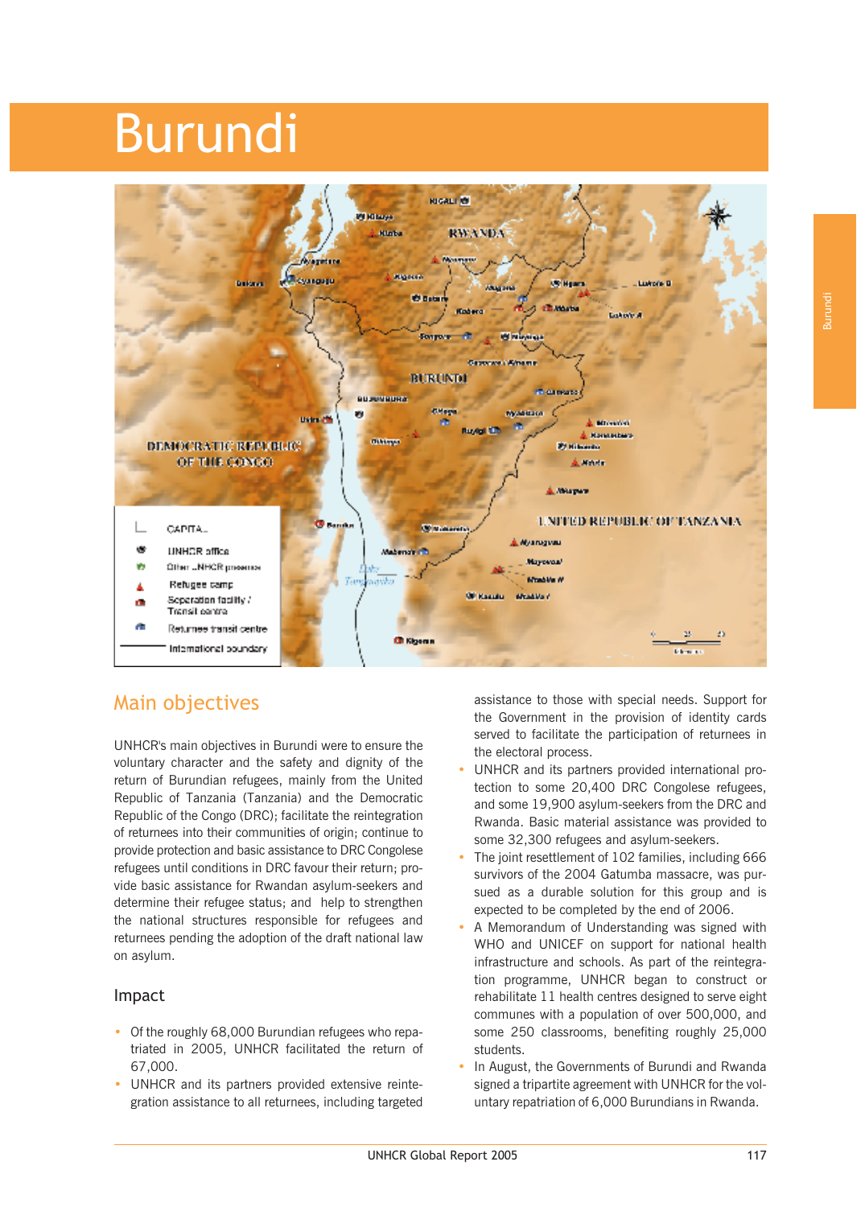# Burundi

## Main objectives

UNHCR's main objectives in Burundi were to ensure the voluntary character and the safety and dignity of the return of Burundian refugees, mainly from the United Republic of Tanzania (Tanzania) and the Democratic Republic of the Congo (DRC); facilitate the reintegration of returnees into their communities of origin; continue to provide protection and basic assistance to DRC Congolese refugees until conditions in DRC favour their return; provide basic assistance for Rwandan asylum-seekers and determine their refugee status; and help to strengthen the national structures responsible for refugees and returnees pending the adoption of the draft national law on asylum.

### Impact

- Of the roughly 68,000 Burundian refugees who repatriated in 2005, UNHCR facilitated the return of 67,000.
- UNHCR and its partners provided extensive reintegration assistance to all returnees, including targeted assistance to those with special needs. Support for the Government in the provision of identity cards served to facilitate the participation of returnees in the electoral process.
- UNHCR and its partners provided international protection to some 20,400 DRC Congolese refugees, and some 19,900 asylum-seekers from the DRC and Rwanda. Basic material assistance was provided to some 32,300 refugees and asylum-seekers.
- The joint resettlement of 102 families, including 666 survivors of the 2004 Gatumba massacre, was pursued as a durable solution for this group and is expected to be completed by the end of 2006.
- A Memorandum of Understanding was signed with WHO and UNICEF on support for national health infrastructure and schools. As part of the reintegration programme, UNHCR began to construct or rehabilitate 11 health centres designed to serve eight communes with a population of over 500,000, and some 250 classrooms, benefiting roughly 25,000 students.
- In August, the Governments of Burundi and Rwanda signed a tripartite agreement with UNHCR for the voluntary repatriation of 6,000 Burundians in Rwanda.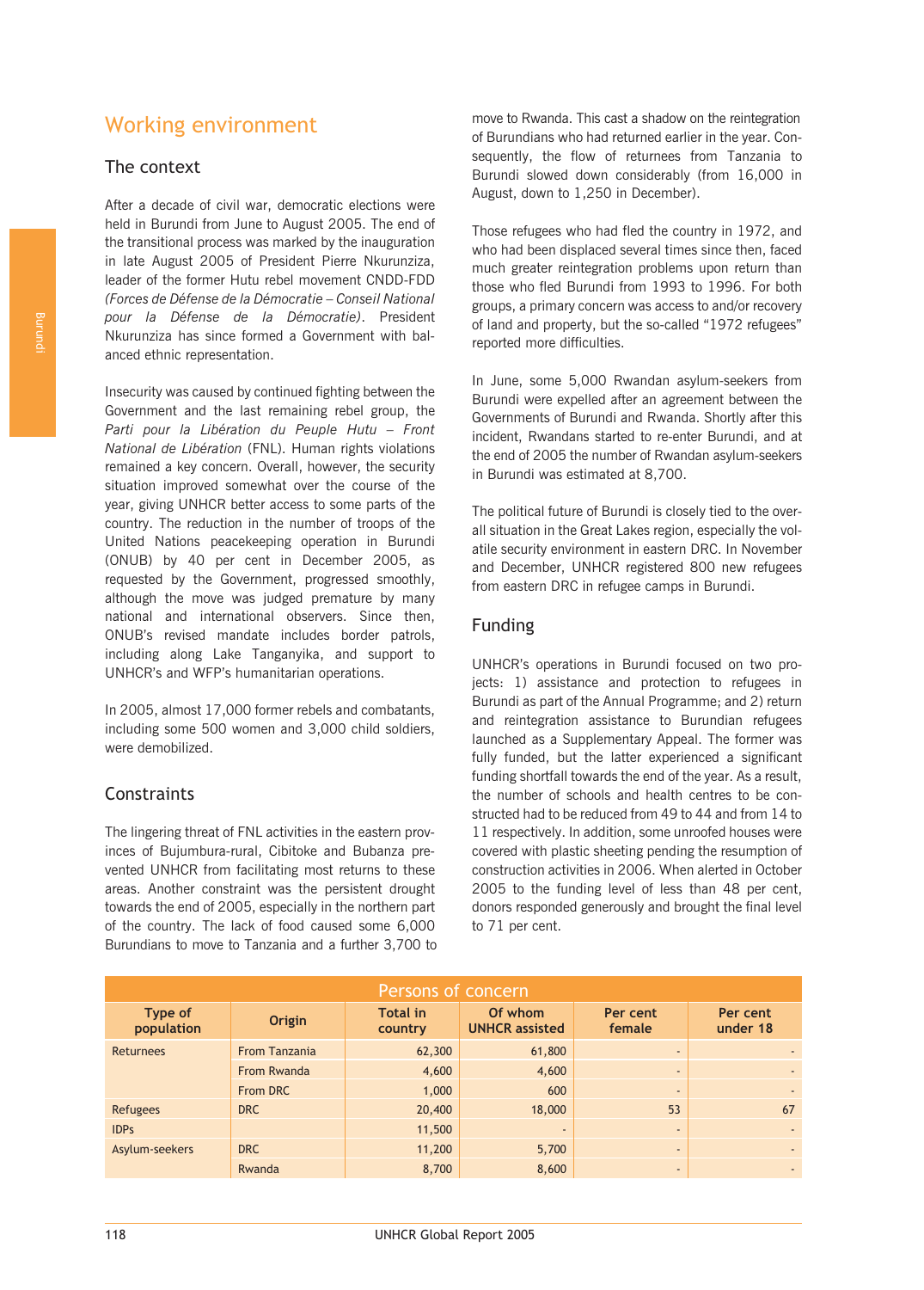# Working environment

## The context

After a decade of civil war, democratic elections were held in Burundi from June to August 2005. The end of the transitional process was marked by the inauguration in late August 2005 of President Pierre Nkurunziza, leader of the former Hutu rebel movement CNDD-FDD *(Forces de Défense de la Démocratie – Conseil National pour la Défense de la Démocratie)*. President Nkurunziza has since formed a Government with balanced ethnic representation.

Insecurity was caused by continued fighting between the Government and the last remaining rebel group, the *Parti pour la Libération du Peuple Hutu – Front National de Libération* (FNL). Human rights violations remained a key concern. Overall, however, the security situation improved somewhat over the course of the year, giving UNHCR better access to some parts of the country. The reduction in the number of troops of the United Nations peacekeeping operation in Burundi (ONUB) by 40 per cent in December 2005, as requested by the Government, progressed smoothly, although the move was judged premature by many national and international observers. Since then, ONUB's revised mandate includes border patrols, including along Lake Tanganyika, and support to UNHCR's and WFP's humanitarian operations.

In 2005, almost 17,000 former rebels and combatants, including some 500 women and 3,000 child soldiers, were demobilized.

## Constraints

The lingering threat of FNL activities in the eastern provinces of Bujumbura-rural, Cibitoke and Bubanza prevented UNHCR from facilitating most returns to these areas. Another constraint was the persistent drought towards the end of 2005, especially in the northern part of the country. The lack of food caused some 6,000 Burundians to move to Tanzania and a further 3,700 to move to Rwanda. This cast a shadow on the reintegration of Burundians who had returned earlier in the year. Consequently, the flow of returnees from Tanzania to Burundi slowed down considerably (from 16,000 in August, down to 1,250 in December).

Those refugees who had fled the country in 1972, and who had been displaced several times since then, faced much greater reintegration problems upon return than those who fled Burundi from 1993 to 1996. For both groups, a primary concern was access to and/or recovery of land and property, but the so-called "1972 refugees" reported more difficulties.

In June, some 5,000 Rwandan asylum-seekers from Burundi were expelled after an agreement between the Governments of Burundi and Rwanda. Shortly after this incident, Rwandans started to re-enter Burundi, and at the end of 2005 the number of Rwandan asylum-seekers in Burundi was estimated at 8,700.

The political future of Burundi is closely tied to the overall situation in the Great Lakes region, especially the volatile security environment in eastern DRC. In November and December, UNHCR registered 800 new refugees from eastern DRC in refugee camps in Burundi.

## Funding

UNHCR's operations in Burundi focused on two projects: 1) assistance and protection to refugees in Burundi as part of the Annual Programme; and 2) return and reintegration assistance to Burundian refugees launched as a Supplementary Appeal. The former was fully funded, but the latter experienced a significant funding shortfall towards the end of the year. As a result, the number of schools and health centres to be constructed had to be reduced from 49 to 44 and from 14 to 11 respectively. In addition, some unroofed houses were covered with plastic sheeting pending the resumption of construction activities in 2006. When alerted in October 2005 to the funding level of less than 48 per cent, donors responded generously and brought the final level to 71 per cent.

**Persons of concern**

| Type of population | Origin | Total in country | Of whom UNHCR assisted | Per cent female | Per cent under 18 |
|---|---|---|---|---|---|
| Returnees | From Tanzania | 62,300 | 61,800 | - | - |
| | From Rwanda | 4,600 | 4,600 | - | - |
| | From DRC | 1,000 | 600 | - | - |
| Refugees | DRC | 20,400 | 18,000 | 53 | 67 |
| IDPs | | 11,500 | - | - | - |
| Asylum-seekers | DRC | 11,200 | 5,700 | - | - |
| | Rwanda | 8,700 | 8,600 | - | - |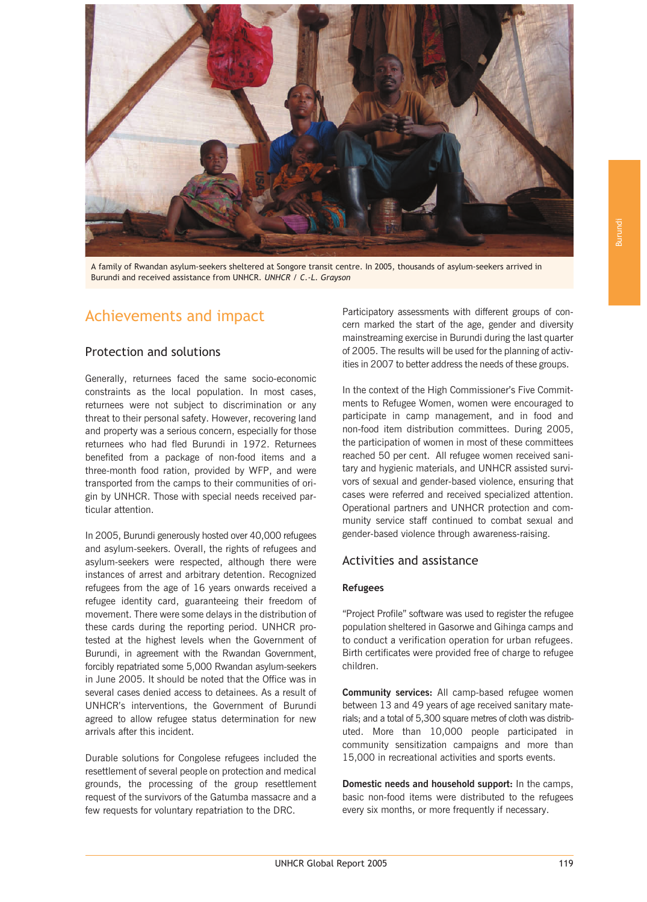A family of Rwandan asylum-seekers sheltered at Songore transit centre. In 2005, thousands of asylum-seekers arrived in Burundi and received assistance from UNHCR. *UNHCR / C.-L. Grayson*

## Achievements and impact

### Protection and solutions

Generally, returnees faced the same socio-economic constraints as the local population. In most cases, returnees were not subject to discrimination or any threat to their personal safety. However, recovering land and property was a serious concern, especially for those returnees who had fled Burundi in 1972. Returnees benefited from a package of non-food items and a three-month food ration, provided by WFP, and were transported from the camps to their communities of origin by UNHCR. Those with special needs received particular attention.

In 2005, Burundi generously hosted over 40,000 refugees and asylum-seekers. Overall, the rights of refugees and asylum-seekers were respected, although there were instances of arrest and arbitrary detention. Recognized refugees from the age of 16 years onwards received a refugee identity card, guaranteeing their freedom of movement. There were some delays in the distribution of these cards during the reporting period. UNHCR protested at the highest levels when the Government of Burundi, in agreement with the Rwandan Government, forcibly repatriated some 5,000 Rwandan asylum-seekers in June 2005. It should be noted that the Office was in several cases denied access to detainees. As a result of UNHCR's interventions, the Government of Burundi agreed to allow refugee status determination for new arrivals after this incident.

Durable solutions for Congolese refugees included the resettlement of several people on protection and medical grounds, the processing of the group resettlement request of the survivors of the Gatumba massacre and a few requests for voluntary repatriation to the DRC.

Participatory assessments with different groups of concern marked the start of the age, gender and diversity mainstreaming exercise in Burundi during the last quarter of 2005. The results will be used for the planning of activities in 2007 to better address the needs of these groups.

In the context of the High Commissioner's Five Commitments to Refugee Women, women were encouraged to participate in camp management, and in food and non-food item distribution committees. During 2005, the participation of women in most of these committees reached 50 per cent. All refugee women received sanitary and hygienic materials, and UNHCR assisted survivors of sexual and gender-based violence, ensuring that cases were referred and received specialized attention. Operational partners and UNHCR protection and community service staff continued to combat sexual and gender-based violence through awareness-raising.

### Activities and assistance

**Refugees**

"Project Profile" software was used to register the refugee population sheltered in Gasorwe and Gihinga camps and to conduct a verification operation for urban refugees. Birth certificates were provided free of charge to refugee children.

**Community services:** All camp-based refugee women between 13 and 49 years of age received sanitary materials; and a total of 5,300 square metres of cloth was distributed. More than 10,000 people participated in community sensitization campaigns and more than 15,000 in recreational activities and sports events.

**Domestic needs and household support:** In the camps, basic non-food items were distributed to the refugees every six months, or more frequently if necessary.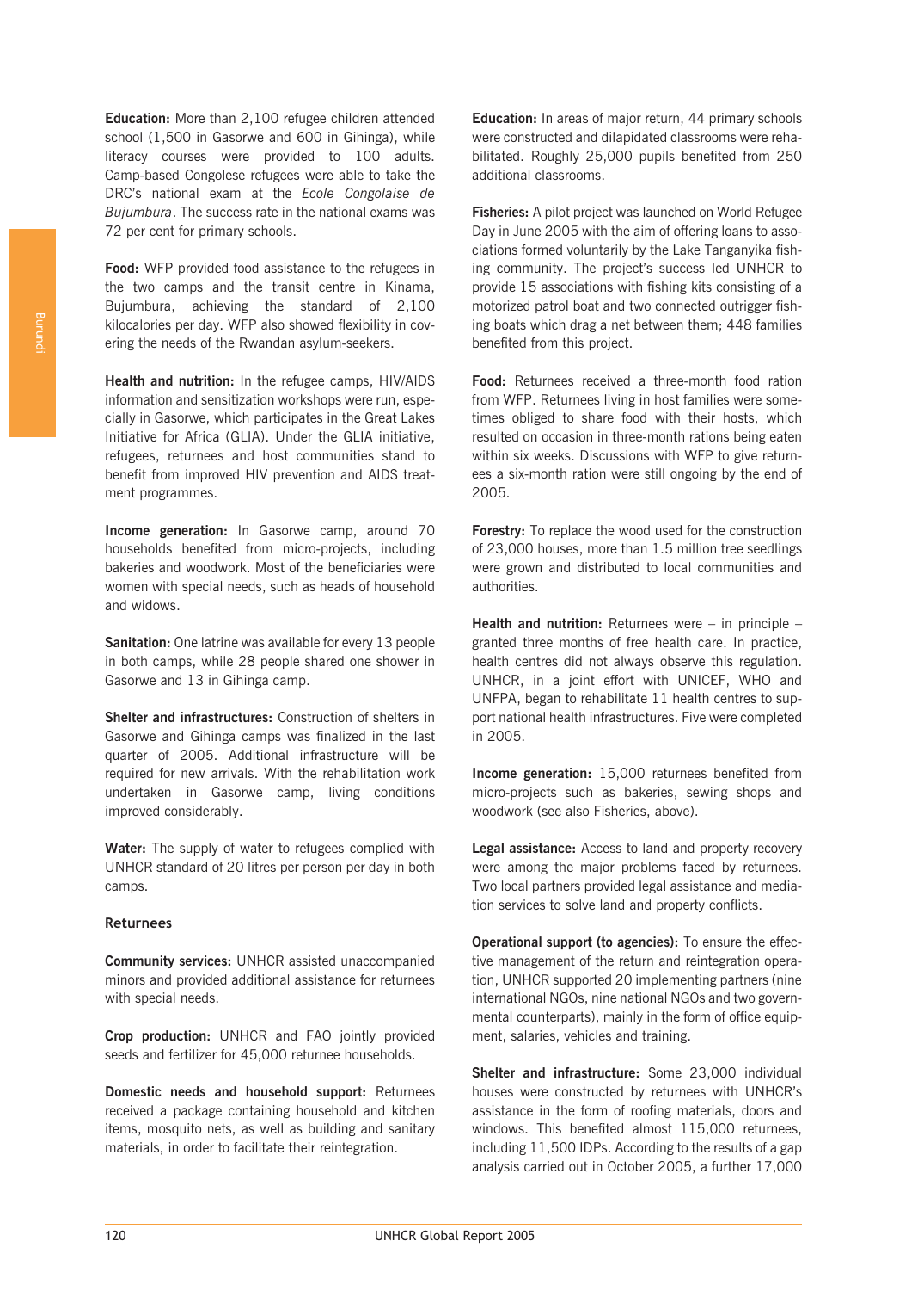**Education:** More than 2,100 refugee children attended school (1,500 in Gasorwe and 600 in Gihinga), while literacy courses were provided to 100 adults. Camp-based Congolese refugees were able to take the DRC's national exam at the *Ecole Congolaise de Bujumbura*. The success rate in the national exams was 72 per cent for primary schools.

**Food:** WFP provided food assistance to the refugees in the two camps and the transit centre in Kinama, Bujumbura, achieving the standard of 2,100 kilocalories per day. WFP also showed flexibility in covering the needs of the Rwandan asylum-seekers.

**Health and nutrition:** In the refugee camps, HIV/AIDS information and sensitization workshops were run, especially in Gasorwe, which participates in the Great Lakes Initiative for Africa (GLIA). Under the GLIA initiative, refugees, returnees and host communities stand to benefit from improved HIV prevention and AIDS treatment programmes.

**Income generation:** In Gasorwe camp, around 70 households benefited from micro-projects, including bakeries and woodwork. Most of the beneficiaries were women with special needs, such as heads of household and widows.

**Sanitation:** One latrine was available for every 13 people in both camps, while 28 people shared one shower in Gasorwe and 13 in Gihinga camp.

**Shelter and infrastructures:** Construction of shelters in Gasorwe and Gihinga camps was finalized in the last quarter of 2005. Additional infrastructure will be required for new arrivals. With the rehabilitation work undertaken in Gasorwe camp, living conditions improved considerably.

**Water:** The supply of water to refugees complied with UNHCR standard of 20 litres per person per day in both camps.

### Returnees

**Community services:** UNHCR assisted unaccompanied minors and provided additional assistance for returnees with special needs.

**Crop production:** UNHCR and FAO jointly provided seeds and fertilizer for 45,000 returnee households.

**Domestic needs and household support:** Returnees received a package containing household and kitchen items, mosquito nets, as well as building and sanitary materials, in order to facilitate their reintegration.

**Education:** In areas of major return, 44 primary schools were constructed and dilapidated classrooms were rehabilitated. Roughly 25,000 pupils benefited from 250 additional classrooms.

**Fisheries:** A pilot project was launched on World Refugee Day in June 2005 with the aim of offering loans to associations formed voluntarily by the Lake Tanganyika fishing community. The project's success led UNHCR to provide 15 associations with fishing kits consisting of a motorized patrol boat and two connected outrigger fishing boats which drag a net between them; 448 families benefited from this project.

**Food:** Returnees received a three-month food ration from WFP. Returnees living in host families were sometimes obliged to share food with their hosts, which resulted on occasion in three-month rations being eaten within six weeks. Discussions with WFP to give returnees a six-month ration were still ongoing by the end of 2005.

**Forestry:** To replace the wood used for the construction of 23,000 houses, more than 1.5 million tree seedlings were grown and distributed to local communities and authorities.

**Health and nutrition:** Returnees were – in principle – granted three months of free health care. In practice, health centres did not always observe this regulation. UNHCR, in a joint effort with UNICEF, WHO and UNFPA, began to rehabilitate 11 health centres to support national health infrastructures. Five were completed in 2005.

**Income generation:** 15,000 returnees benefited from micro-projects such as bakeries, sewing shops and woodwork (see also Fisheries, above).

**Legal assistance:** Access to land and property recovery were among the major problems faced by returnees. Two local partners provided legal assistance and mediation services to solve land and property conflicts.

**Operational support (to agencies):** To ensure the effective management of the return and reintegration operation, UNHCR supported 20 implementing partners (nine international NGOs, nine national NGOs and two governmental counterparts), mainly in the form of office equipment, salaries, vehicles and training.

**Shelter and infrastructure:** Some 23,000 individual houses were constructed by returnees with UNHCR's assistance in the form of roofing materials, doors and windows. This benefited almost 115,000 returnees, including 11,500 IDPs. According to the results of a gap analysis carried out in October 2005, a further 17,000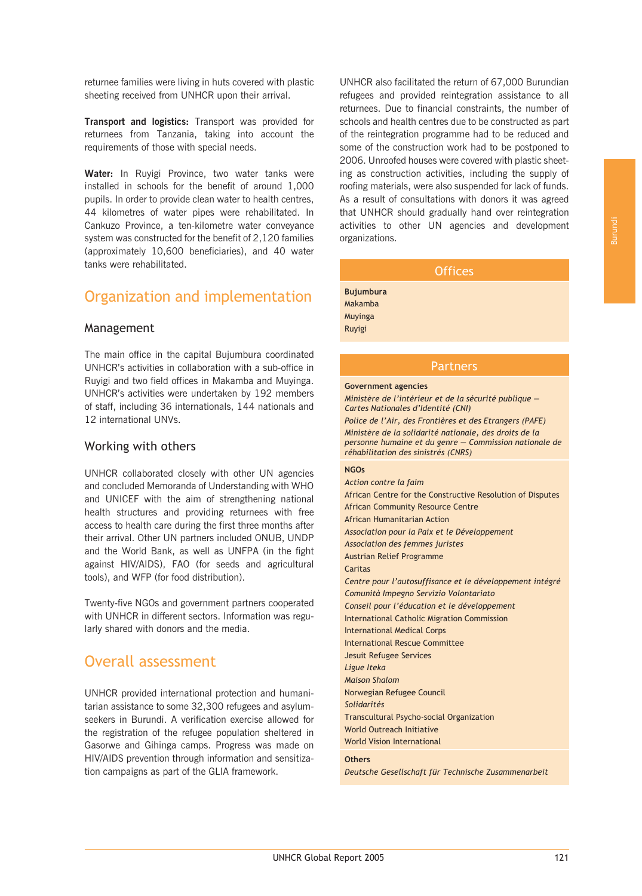returnee families were living in huts covered with plastic sheeting received from UNHCR upon their arrival.

**Transport and logistics:** Transport was provided for returnees from Tanzania, taking into account the requirements of those with special needs.

**Water:** In Ruyigi Province, two water tanks were installed in schools for the benefit of around 1,000 pupils. In order to provide clean water to health centres, 44 kilometres of water pipes were rehabilitated. In Cankuzo Province, a ten-kilometre water conveyance system was constructed for the benefit of 2,120 families (approximately 10,600 beneficiaries), and 40 water tanks were rehabilitated.

## Organization and implementation

### Management

The main office in the capital Bujumbura coordinated UNHCR's activities in collaboration with a sub-office in Ruyigi and two field offices in Makamba and Muyinga. UNHCR's activities were undertaken by 192 members of staff, including 36 internationals, 144 nationals and 12 international UNVs.

### Working with others

UNHCR collaborated closely with other UN agencies and concluded Memoranda of Understanding with WHO and UNICEF with the aim of strengthening national health structures and providing returnees with free access to health care during the first three months after their arrival. Other UN partners included ONUB, UNDP and the World Bank, as well as UNFPA (in the fight against HIV/AIDS), FAO (for seeds and agricultural tools), and WFP (for food distribution).

Twenty-five NGOs and government partners cooperated with UNHCR in different sectors. Information was regularly shared with donors and the media.

## Overall assessment

UNHCR provided international protection and humanitarian assistance to some 32,300 refugees and asylum-seekers in Burundi. A verification exercise allowed for the registration of the refugee population sheltered in Gasorwe and Gihinga camps. Progress was made on HIV/AIDS prevention through information and sensitization campaigns as part of the GLIA framework.

UNHCR also facilitated the return of 67,000 Burundian refugees and provided reintegration assistance to all returnees. Due to financial constraints, the number of schools and health centres due to be constructed as part of the reintegration programme had to be reduced and some of the construction work had to be postponed to 2006. Unroofed houses were covered with plastic sheeting as construction activities, including the supply of roofing materials, were also suspended for lack of funds. As a result of consultations with donors it was agreed that UNHCR should gradually hand over reintegration activities to other UN agencies and development organizations.

### Offices

**Bujumbura**
Makamba
Muyinga
Ruyigi

### Partners

**Government agencies**

*Ministère de l'intérieur et de la sécurité publique – Cartes Nationales d'Identité (CNI)*
*Police de l'Air, des Frontières et des Etrangers (PAFE)*
*Ministère de la solidarité nationale, des droits de la personne humaine et du genre – Commission nationale de réhabilitation des sinistrés (CNRS)*

**NGOs**

*Action contre la faim*
African Centre for the Constructive Resolution of Disputes
African Community Resource Centre
African Humanitarian Action
*Association pour la Paix et le Développement*
*Association des femmes juristes*
Austrian Relief Programme
Caritas
*Centre pour l'autosuffisance et le développement intégré*
*Comunità Impegno Servizio Volontariato*
*Conseil pour l'éducation et le développement*
International Catholic Migration Commission
International Medical Corps
International Rescue Committee
Jesuit Refugee Services
*Ligue Iteka*
*Maison Shalom*
Norwegian Refugee Council
*Solidarités*
Transcultural Psycho-social Organization
World Outreach Initiative
World Vision International

**Others**

*Deutsche Gesellschaft für Technische Zusammenarbeit*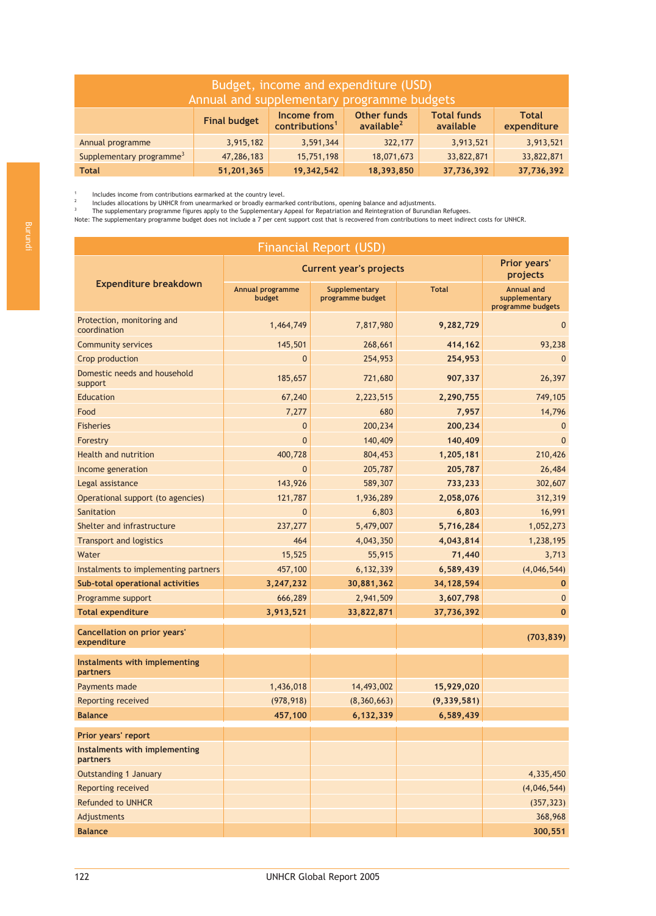## Budget, income and expenditure (USD)
### Annual and supplementary programme budgets

| | Final budget | Income from contributions[1] | Other funds available[2] | Total funds available | Total expenditure |
|---|---|---|---|---|---|
| Annual programme | 3,915,182 | 3,591,344 | 322,177 | 3,913,521 | 3,913,521 |
| Supplementary programme[3] | 47,286,183 | 15,751,198 | 18,071,673 | 33,822,871 | 33,822,871 |
| **Total** | **51,201,365** | **19,342,542** | **18,393,850** | **37,736,392** | **37,736,392** |

[1] Includes income from contributions earmarked at the country level.
[2] Includes allocations by UNHCR from unearmarked or broadly earmarked contributions, opening balance and adjustments.
[3] The supplementary programme figures apply to the Supplementary Appeal for Repatriation and Reintegration of Burundian Refugees.
Note: The supplementary programme budget does not include a 7 per cent support cost that is recovered from contributions to meet indirect costs for UNHCR.

## Financial Report (USD)

| Expenditure breakdown | Current year's projects | | | Prior years' projects |
|---|---|---|---|---|
| | Annual programme budget | Supplementary programme budget | Total | Annual and supplementary programme budgets |
| Protection, monitoring and coordination | 1,464,749 | 7,817,980 | **9,282,729** | 0 |
| Community services | 145,501 | 268,661 | **414,162** | 93,238 |
| Crop production | 0 | 254,953 | **254,953** | 0 |
| Domestic needs and household support | 185,657 | 721,680 | **907,337** | 26,397 |
| Education | 67,240 | 2,223,515 | **2,290,755** | 749,105 |
| Food | 7,277 | 680 | **7,957** | 14,796 |
| Fisheries | 0 | 200,234 | **200,234** | 0 |
| Forestry | 0 | 140,409 | **140,409** | 0 |
| Health and nutrition | 400,728 | 804,453 | **1,205,181** | 210,426 |
| Income generation | 0 | 205,787 | **205,787** | 26,484 |
| Legal assistance | 143,926 | 589,307 | **733,233** | 302,607 |
| Operational support (to agencies) | 121,787 | 1,936,289 | **2,058,076** | 312,319 |
| Sanitation | 0 | 6,803 | **6,803** | 16,991 |
| Shelter and infrastructure | 237,277 | 5,479,007 | **5,716,284** | 1,052,273 |
| Transport and logistics | 464 | 4,043,350 | **4,043,814** | 1,238,195 |
| Water | 15,525 | 55,915 | **71,440** | 3,713 |
| Instalments to implementing partners | 457,100 | 6,132,339 | **6,589,439** | (4,046,544) |
| **Sub-total operational activities** | **3,247,232** | **30,881,362** | **34,128,594** | **0** |
| Programme support | 666,289 | 2,941,509 | **3,607,798** | 0 |
| **Total expenditure** | **3,913,521** | **33,822,871** | **37,736,392** | **0** |
| **Cancellation on prior years' expenditure** | | | | **(703,839)** |
| **Instalments with implementing partners** | | | | |
| Payments made | 1,436,018 | 14,493,002 | **15,929,020** | |
| Reporting received | (978,918) | (8,360,663) | **(9,339,581)** | |
| **Balance** | **457,100** | **6,132,339** | **6,589,439** | |
| **Prior years' report** | | | | |
| **Instalments with implementing partners** | | | | |
| Outstanding 1 January | | | | 4,335,450 |
| Reporting received | | | | (4,046,544) |
| Refunded to UNHCR | | | | (357,323) |
| Adjustments | | | | 368,968 |
| **Balance** | | | | **300,551** |